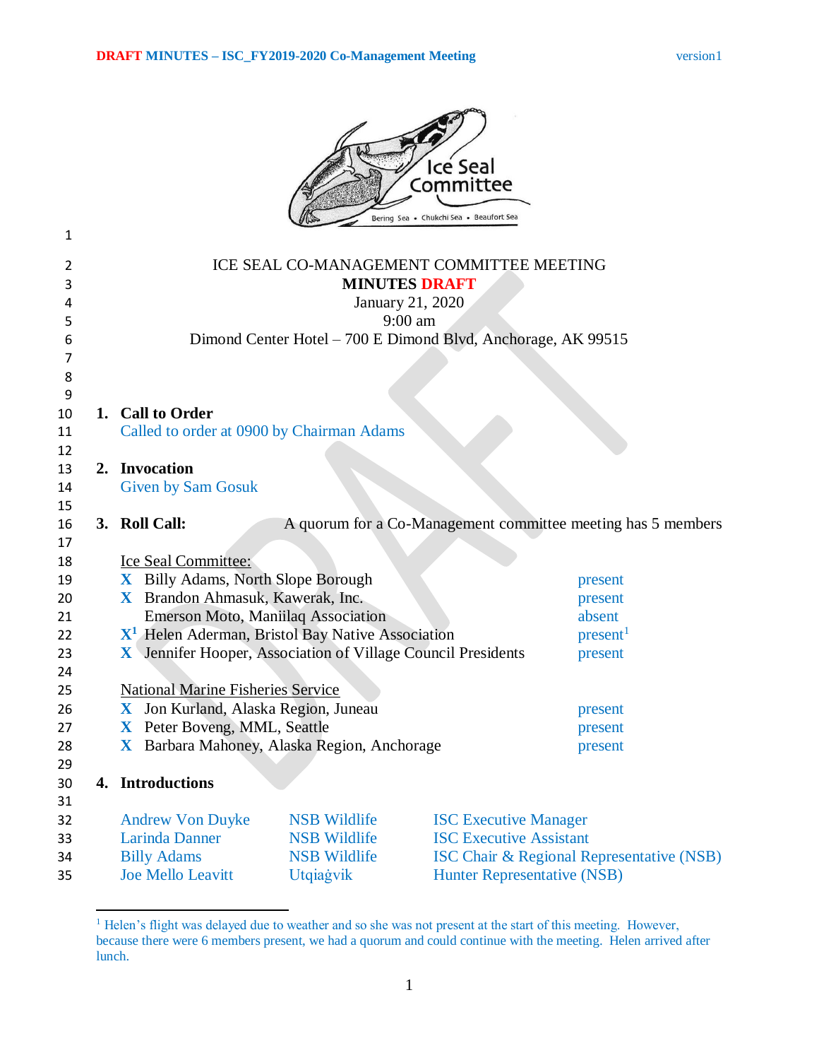ICE SEAL CO-MANAGEMENT COMMITTEE MEETING

**MINUTES DRAFT**

January 21, 2020

9:00 am

Dimond Center Hotel – 700 E Dimond Blvd, Anchorage, AK 99515

## 1. Call to Order

Called to order at 0900 by Chairman Adams

## 2. Invocation

Given by Sam Gosuk

## 3. Roll Call:

A quorum for a Co-Management committee meeting has 5 members

Ice Seal Committee:

| | | |
|---|---|---|
| X | Billy Adams, North Slope Borough | present |
| X | Brandon Ahmasuk, Kawerak, Inc. | present |
| | Emerson Moto, Maniilaq Association | absent |
| X[1] | Helen Aderman, Bristol Bay Native Association | present[1] |
| X | Jennifer Hooper, Association of Village Council Presidents | present |

National Marine Fisheries Service

| | | |
|---|---|---|
| X | Jon Kurland, Alaska Region, Juneau | present |
| X | Peter Boveng, MML, Seattle | present |
| X | Barbara Mahoney, Alaska Region, Anchorage | present |

## 4. Introductions

| | | |
|---|---|---|
| Andrew Von Duyke | NSB Wildlife | ISC Executive Manager |
| Larinda Danner | NSB Wildlife | ISC Executive Assistant |
| Billy Adams | NSB Wildlife | ISC Chair & Regional Representative (NSB) |
| Joe Mello Leavitt | Utqiaġvik | Hunter Representative (NSB) |

[1] Helen's flight was delayed due to weather and so she was not present at the start of this meeting. However, because there were 6 members present, we had a quorum and could continue with the meeting. Helen arrived after lunch.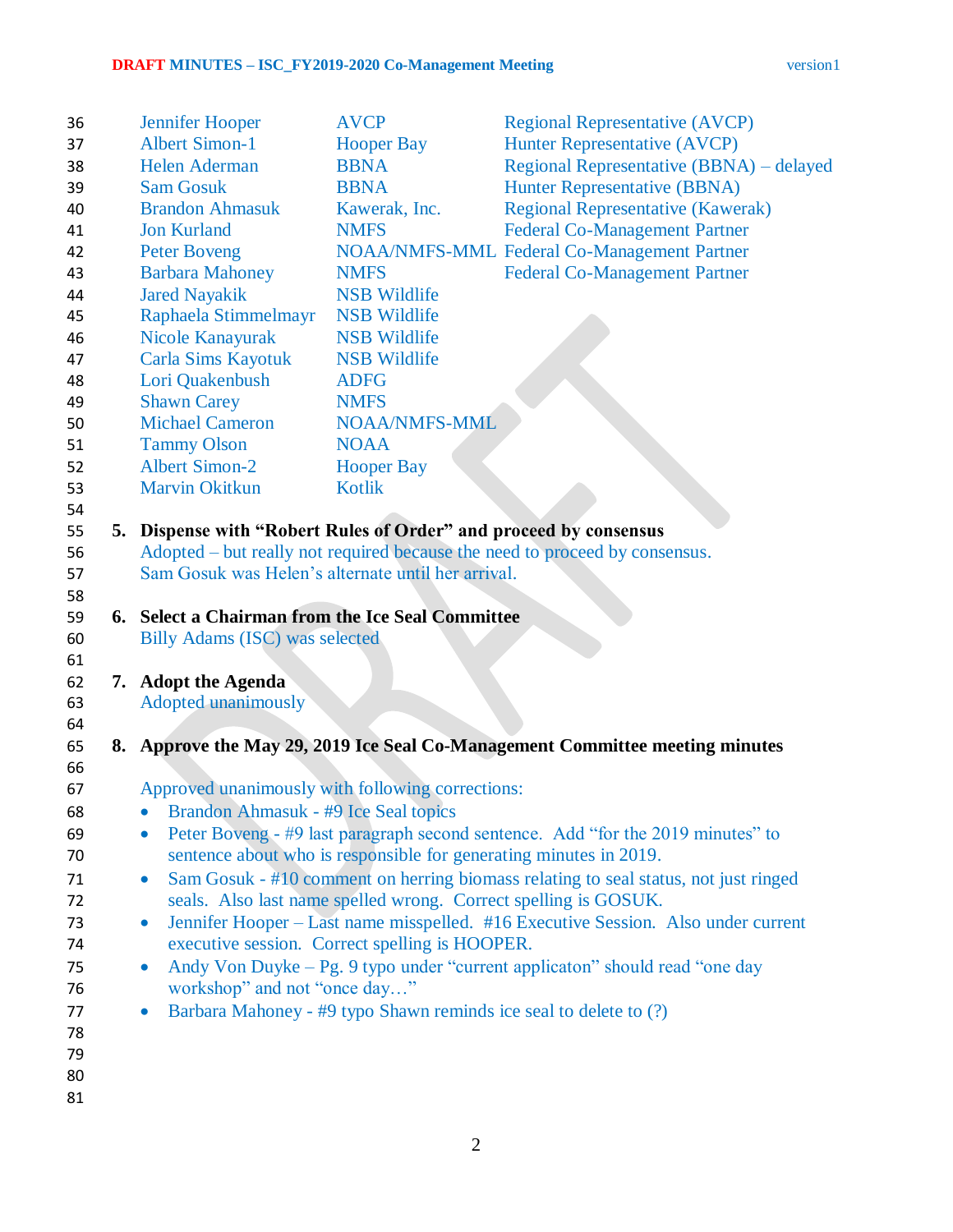| | | |
|---|---|---|
| Jennifer Hooper | AVCP | Regional Representative (AVCP) |
| Albert Simon-1 | Hooper Bay | Hunter Representative (AVCP) |
| Helen Aderman | BBNA | Regional Representative (BBNA) – delayed |
| Sam Gosuk | BBNA | Hunter Representative (BBNA) |
| Brandon Ahmasuk | Kawerak, Inc. | Regional Representative (Kawerak) |
| Jon Kurland | NMFS | Federal Co-Management Partner |
| Peter Boveng | NOAA/NMFS-MML | Federal Co-Management Partner |
| Barbara Mahoney | NMFS | Federal Co-Management Partner |
| Jared Nayakik | NSB Wildlife | |
| Raphaela Stimmelmayr | NSB Wildlife | |
| Nicole Kanayurak | NSB Wildlife | |
| Carla Sims Kayotuk | NSB Wildlife | |
| Lori Quakenbush | ADFG | |
| Shawn Carey | NMFS | |
| Michael Cameron | NOAA/NMFS-MML | |
| Tammy Olson | NOAA | |
| Albert Simon-2 | Hooper Bay | |
| Marvin Okitkun | Kotlik | |

**5. Dispense with "Robert Rules of Order" and proceed by consensus**

Adopted – but really not required because the need to proceed by consensus.
Sam Gosuk was Helen's alternate until her arrival.

**6. Select a Chairman from the Ice Seal Committee**

Billy Adams (ISC) was selected

**7. Adopt the Agenda**

Adopted unanimously

**8. Approve the May 29, 2019 Ice Seal Co-Management Committee meeting minutes**

Approved unanimously with following corrections:

- Brandon Ahmasuk - #9 Ice Seal topics
- Peter Boveng - #9 last paragraph second sentence. Add "for the 2019 minutes" to sentence about who is responsible for generating minutes in 2019.
- Sam Gosuk - #10 comment on herring biomass relating to seal status, not just ringed seals. Also last name spelled wrong. Correct spelling is GOSUK.
- Jennifer Hooper – Last name misspelled. #16 Executive Session. Also under current executive session. Correct spelling is HOOPER.
- Andy Von Duyke – Pg. 9 typo under "current applicaton" should read "one day workshop" and not "once day…"
- Barbara Mahoney - #9 typo Shawn reminds ice seal to delete to (?)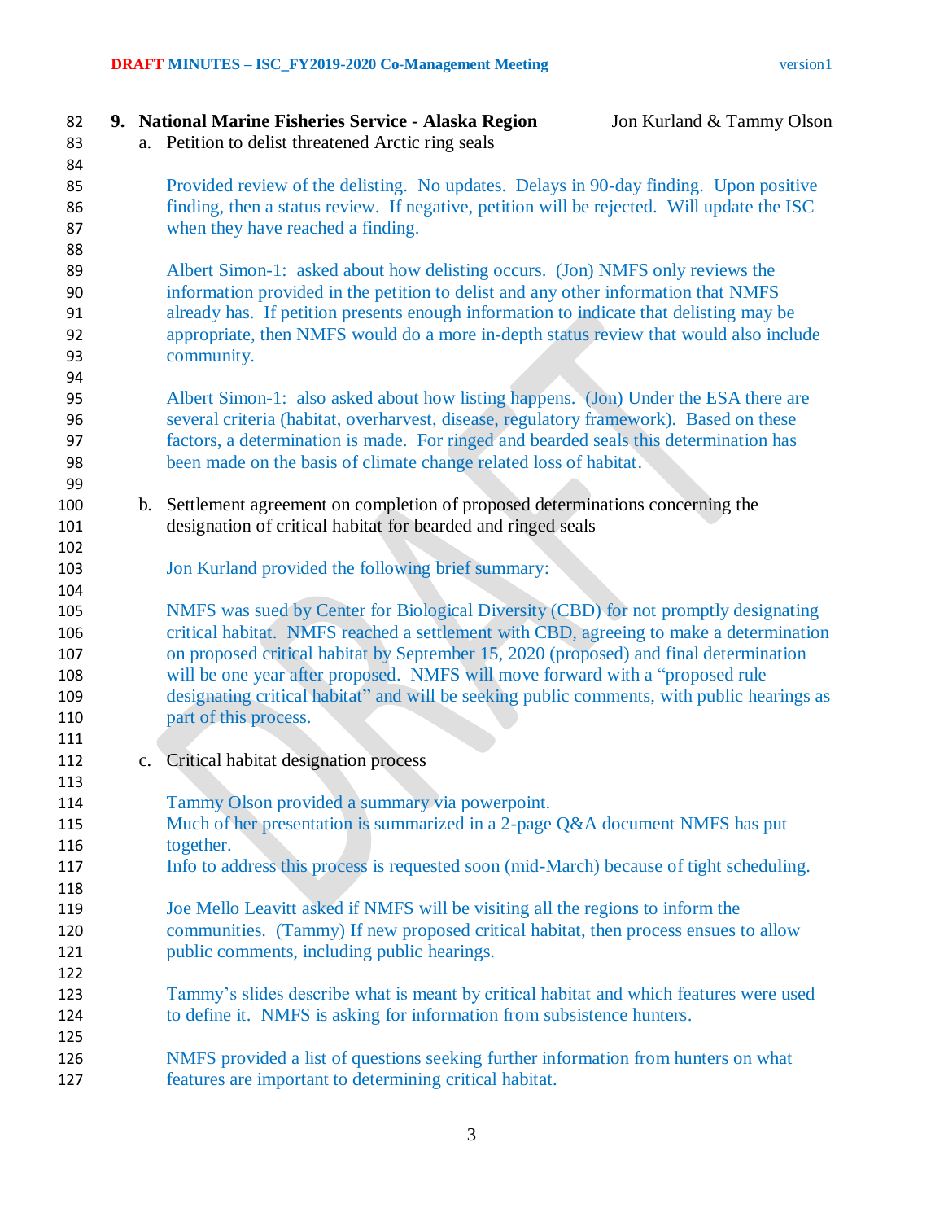## 9. National Marine Fisheries Service - Alaska Region — Jon Kurland & Tammy Olson

a. Petition to delist threatened Arctic ring seals

Provided review of the delisting. No updates. Delays in 90-day finding. Upon positive finding, then a status review. If negative, petition will be rejected. Will update the ISC when they have reached a finding.

Albert Simon-1: asked about how delisting occurs. (Jon) NMFS only reviews the information provided in the petition to delist and any other information that NMFS already has. If petition presents enough information to indicate that delisting may be appropriate, then NMFS would do a more in-depth status review that would also include community.

Albert Simon-1: also asked about how listing happens. (Jon) Under the ESA there are several criteria (habitat, overharvest, disease, regulatory framework). Based on these factors, a determination is made. For ringed and bearded seals this determination has been made on the basis of climate change related loss of habitat.

b. Settlement agreement on completion of proposed determinations concerning the designation of critical habitat for bearded and ringed seals

Jon Kurland provided the following brief summary:

NMFS was sued by Center for Biological Diversity (CBD) for not promptly designating critical habitat. NMFS reached a settlement with CBD, agreeing to make a determination on proposed critical habitat by September 15, 2020 (proposed) and final determination will be one year after proposed. NMFS will move forward with a "proposed rule designating critical habitat" and will be seeking public comments, with public hearings as part of this process.

c. Critical habitat designation process

Tammy Olson provided a summary via powerpoint.
Much of her presentation is summarized in a 2-page Q&A document NMFS has put together.
Info to address this process is requested soon (mid-March) because of tight scheduling.

Joe Mello Leavitt asked if NMFS will be visiting all the regions to inform the communities. (Tammy) If new proposed critical habitat, then process ensues to allow public comments, including public hearings.

Tammy's slides describe what is meant by critical habitat and which features were used to define it. NMFS is asking for information from subsistence hunters.

NMFS provided a list of questions seeking further information from hunters on what features are important to determining critical habitat.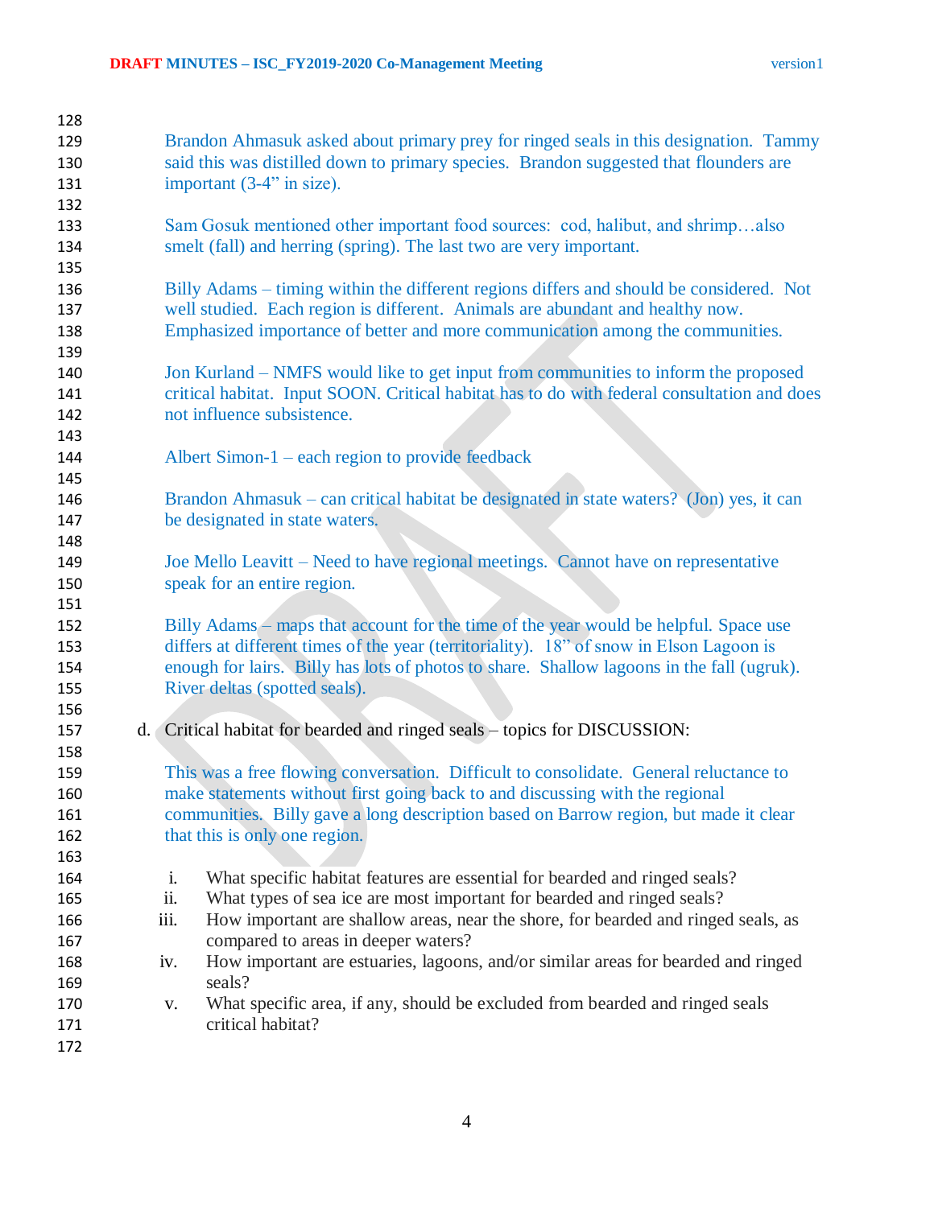Brandon Ahmasuk asked about primary prey for ringed seals in this designation. Tammy said this was distilled down to primary species. Brandon suggested that flounders are important (3-4" in size).

Sam Gosuk mentioned other important food sources: cod, halibut, and shrimp…also smelt (fall) and herring (spring). The last two are very important.

Billy Adams – timing within the different regions differs and should be considered. Not well studied. Each region is different. Animals are abundant and healthy now. Emphasized importance of better and more communication among the communities.

Jon Kurland – NMFS would like to get input from communities to inform the proposed critical habitat. Input SOON. Critical habitat has to do with federal consultation and does not influence subsistence.

Albert Simon-1 – each region to provide feedback

Brandon Ahmasuk – can critical habitat be designated in state waters? (Jon) yes, it can be designated in state waters.

Joe Mello Leavitt – Need to have regional meetings. Cannot have on representative speak for an entire region.

Billy Adams – maps that account for the time of the year would be helpful. Space use differs at different times of the year (territoriality). 18" of snow in Elson Lagoon is enough for lairs. Billy has lots of photos to share. Shallow lagoons in the fall (ugruk). River deltas (spotted seals).

d. Critical habitat for bearded and ringed seals – topics for DISCUSSION:

This was a free flowing conversation. Difficult to consolidate. General reluctance to make statements without first going back to and discussing with the regional communities. Billy gave a long description based on Barrow region, but made it clear that this is only one region.

i. What specific habitat features are essential for bearded and ringed seals?
ii. What types of sea ice are most important for bearded and ringed seals?
iii. How important are shallow areas, near the shore, for bearded and ringed seals, as compared to areas in deeper waters?
iv. How important are estuaries, lagoons, and/or similar areas for bearded and ringed seals?
v. What specific area, if any, should be excluded from bearded and ringed seals critical habitat?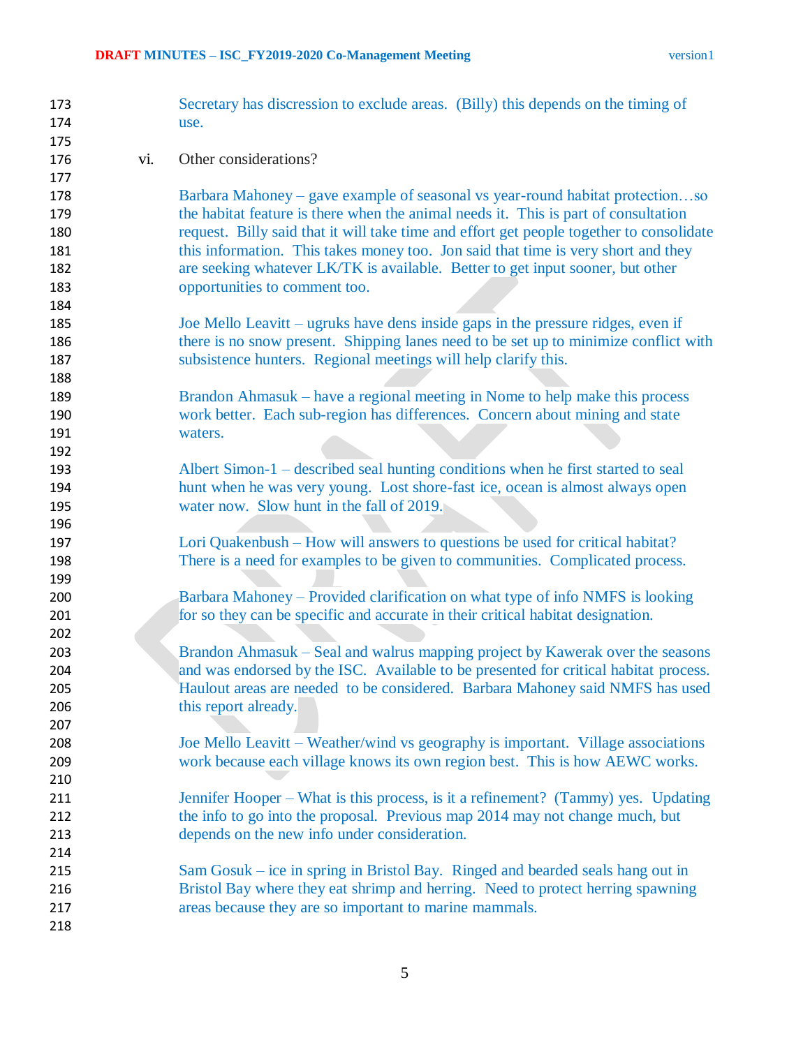Secretary has discression to exclude areas. (Billy) this depends on the timing of use.

vi. Other considerations?

Barbara Mahoney – gave example of seasonal vs year-round habitat protection…so the habitat feature is there when the animal needs it. This is part of consultation request. Billy said that it will take time and effort get people together to consolidate this information. This takes money too. Jon said that time is very short and they are seeking whatever LK/TK is available. Better to get input sooner, but other opportunities to comment too.

Joe Mello Leavitt – ugruks have dens inside gaps in the pressure ridges, even if there is no snow present. Shipping lanes need to be set up to minimize conflict with subsistence hunters. Regional meetings will help clarify this.

Brandon Ahmasuk – have a regional meeting in Nome to help make this process work better. Each sub-region has differences. Concern about mining and state waters.

Albert Simon-1 – described seal hunting conditions when he first started to seal hunt when he was very young. Lost shore-fast ice, ocean is almost always open water now. Slow hunt in the fall of 2019.

Lori Quakenbush – How will answers to questions be used for critical habitat? There is a need for examples to be given to communities. Complicated process.

Barbara Mahoney – Provided clarification on what type of info NMFS is looking for so they can be specific and accurate in their critical habitat designation.

Brandon Ahmasuk – Seal and walrus mapping project by Kawerak over the seasons and was endorsed by the ISC. Available to be presented for critical habitat process. Haulout areas are needed to be considered. Barbara Mahoney said NMFS has used this report already.

Joe Mello Leavitt – Weather/wind vs geography is important. Village associations work because each village knows its own region best. This is how AEWC works.

Jennifer Hooper – What is this process, is it a refinement? (Tammy) yes. Updating the info to go into the proposal. Previous map 2014 may not change much, but depends on the new info under consideration.

Sam Gosuk – ice in spring in Bristol Bay. Ringed and bearded seals hang out in Bristol Bay where they eat shrimp and herring. Need to protect herring spawning areas because they are so important to marine mammals.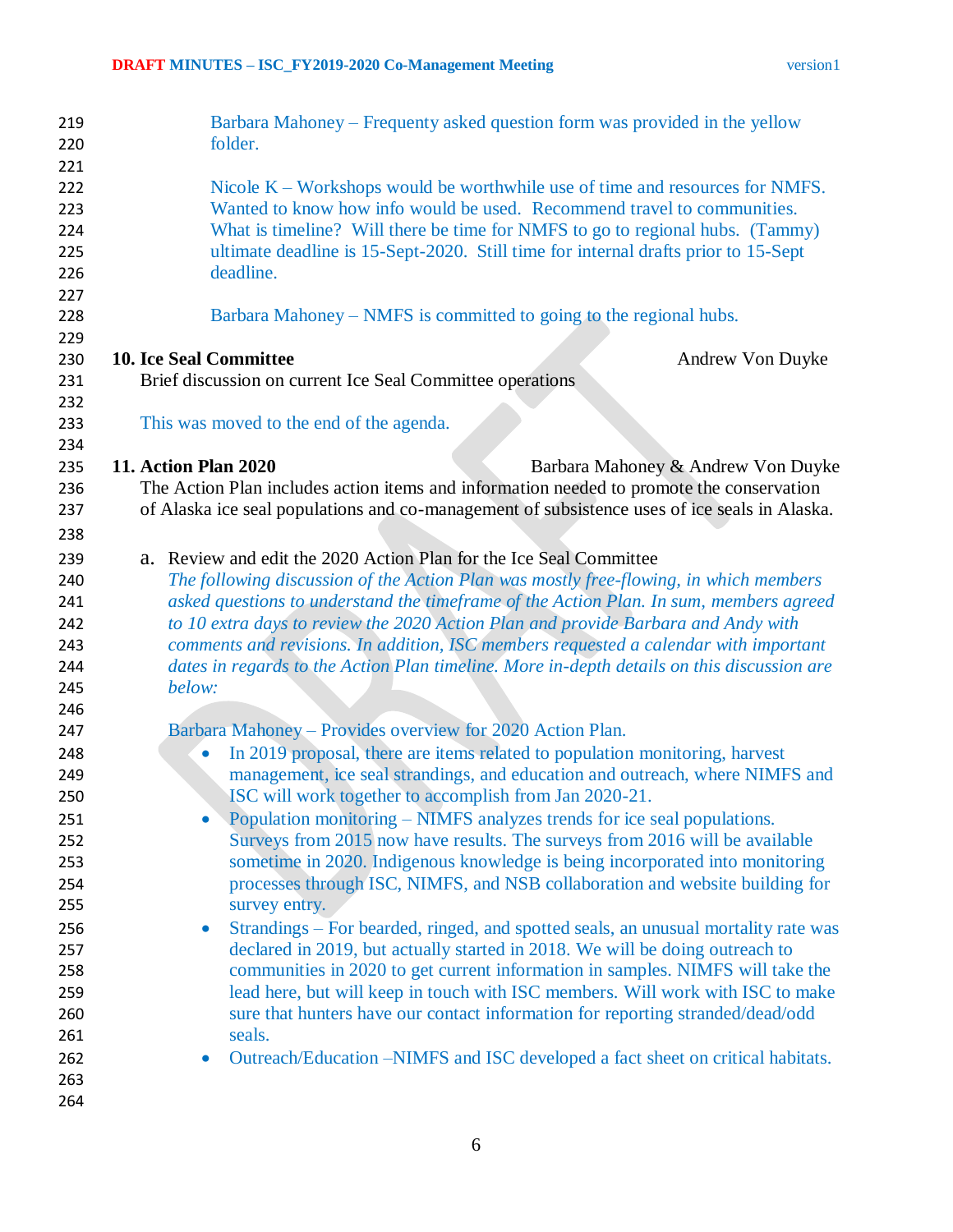Barbara Mahoney – Frequenty asked question form was provided in the yellow folder.

Nicole K – Workshops would be worthwhile use of time and resources for NMFS. Wanted to know how info would be used. Recommend travel to communities. What is timeline? Will there be time for NMFS to go to regional hubs. (Tammy) ultimate deadline is 15-Sept-2020. Still time for internal drafts prior to 15-Sept deadline.

Barbara Mahoney – NMFS is committed to going to the regional hubs.

**10. Ice Seal Committee** Andrew Von Duyke

Brief discussion on current Ice Seal Committee operations

This was moved to the end of the agenda.

**11. Action Plan 2020** Barbara Mahoney & Andrew Von Duyke

The Action Plan includes action items and information needed to promote the conservation of Alaska ice seal populations and co-management of subsistence uses of ice seals in Alaska.

a. Review and edit the 2020 Action Plan for the Ice Seal Committee

*The following discussion of the Action Plan was mostly free-flowing, in which members asked questions to understand the timeframe of the Action Plan. In sum, members agreed to 10 extra days to review the 2020 Action Plan and provide Barbara and Andy with comments and revisions. In addition, ISC members requested a calendar with important dates in regards to the Action Plan timeline. More in-depth details on this discussion are below:*

Barbara Mahoney – Provides overview for 2020 Action Plan.

- In 2019 proposal, there are items related to population monitoring, harvest management, ice seal strandings, and education and outreach, where NIMFS and ISC will work together to accomplish from Jan 2020-21.
- Population monitoring – NIMFS analyzes trends for ice seal populations. Surveys from 2015 now have results. The surveys from 2016 will be available sometime in 2020. Indigenous knowledge is being incorporated into monitoring processes through ISC, NIMFS, and NSB collaboration and website building for survey entry.
- Strandings – For bearded, ringed, and spotted seals, an unusual mortality rate was declared in 2019, but actually started in 2018. We will be doing outreach to communities in 2020 to get current information in samples. NIMFS will take the lead here, but will keep in touch with ISC members. Will work with ISC to make sure that hunters have our contact information for reporting stranded/dead/odd seals.
- Outreach/Education –NIMFS and ISC developed a fact sheet on critical habitats.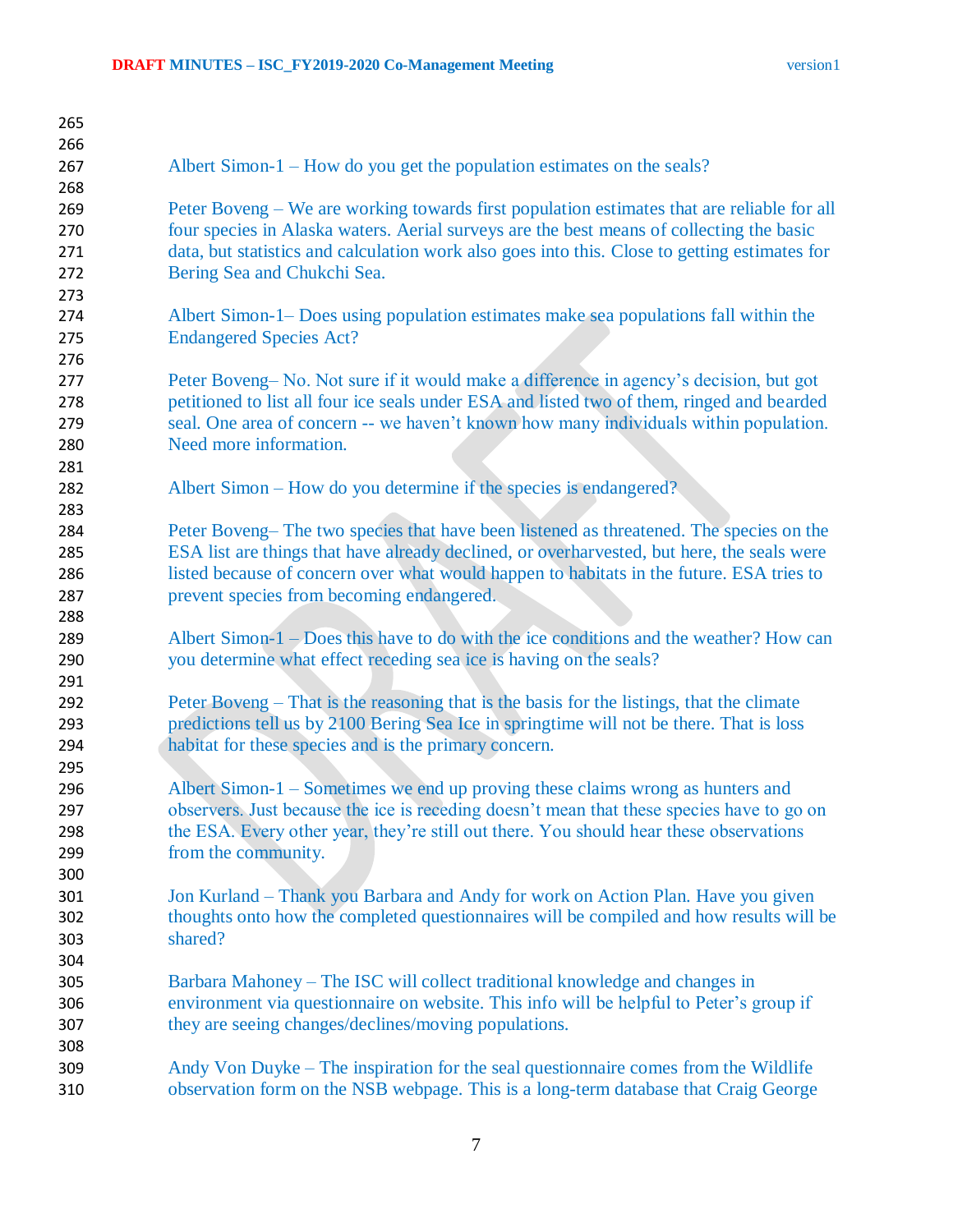Albert Simon-1 – How do you get the population estimates on the seals?

Peter Boveng – We are working towards first population estimates that are reliable for all four species in Alaska waters. Aerial surveys are the best means of collecting the basic data, but statistics and calculation work also goes into this. Close to getting estimates for Bering Sea and Chukchi Sea.

Albert Simon-1– Does using population estimates make sea populations fall within the Endangered Species Act?

Peter Boveng– No. Not sure if it would make a difference in agency's decision, but got petitioned to list all four ice seals under ESA and listed two of them, ringed and bearded seal. One area of concern -- we haven't known how many individuals within population. Need more information.

Albert Simon – How do you determine if the species is endangered?

Peter Boveng– The two species that have been listened as threatened. The species on the ESA list are things that have already declined, or overharvested, but here, the seals were listed because of concern over what would happen to habitats in the future. ESA tries to prevent species from becoming endangered.

Albert Simon-1 – Does this have to do with the ice conditions and the weather? How can you determine what effect receding sea ice is having on the seals?

Peter Boveng – That is the reasoning that is the basis for the listings, that the climate predictions tell us by 2100 Bering Sea Ice in springtime will not be there. That is loss habitat for these species and is the primary concern.

Albert Simon-1 – Sometimes we end up proving these claims wrong as hunters and observers. Just because the ice is receding doesn't mean that these species have to go on the ESA. Every other year, they're still out there. You should hear these observations from the community.

Jon Kurland – Thank you Barbara and Andy for work on Action Plan. Have you given thoughts onto how the completed questionnaires will be compiled and how results will be shared?

Barbara Mahoney – The ISC will collect traditional knowledge and changes in environment via questionnaire on website. This info will be helpful to Peter's group if they are seeing changes/declines/moving populations.

Andy Von Duyke – The inspiration for the seal questionnaire comes from the Wildlife observation form on the NSB webpage. This is a long-term database that Craig George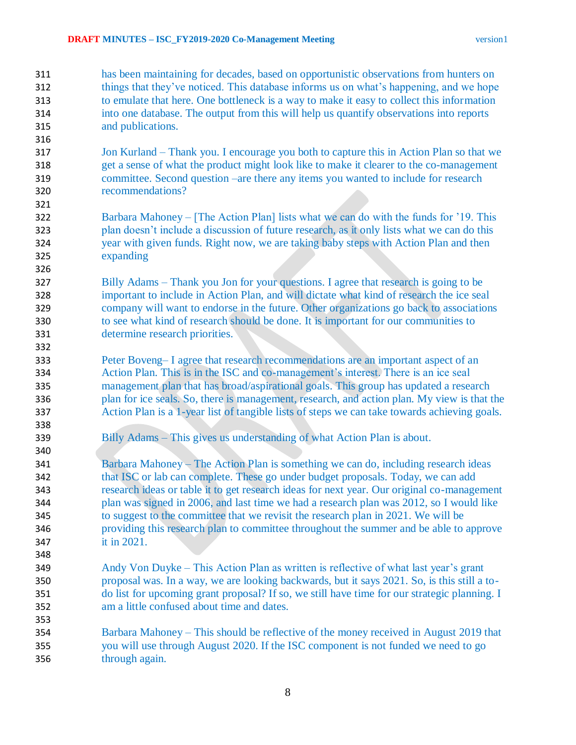has been maintaining for decades, based on opportunistic observations from hunters on things that they've noticed. This database informs us on what's happening, and we hope to emulate that here. One bottleneck is a way to make it easy to collect this information into one database. The output from this will help us quantify observations into reports and publications.

Jon Kurland – Thank you. I encourage you both to capture this in Action Plan so that we get a sense of what the product might look like to make it clearer to the co-management committee. Second question –are there any items you wanted to include for research recommendations?

Barbara Mahoney – [The Action Plan] lists what we can do with the funds for '19. This plan doesn't include a discussion of future research, as it only lists what we can do this year with given funds. Right now, we are taking baby steps with Action Plan and then expanding

Billy Adams – Thank you Jon for your questions. I agree that research is going to be important to include in Action Plan, and will dictate what kind of research the ice seal company will want to endorse in the future. Other organizations go back to associations to see what kind of research should be done. It is important for our communities to determine research priorities.

Peter Boveng– I agree that research recommendations are an important aspect of an Action Plan. This is in the ISC and co-management's interest. There is an ice seal management plan that has broad/aspirational goals. This group has updated a research plan for ice seals. So, there is management, research, and action plan. My view is that the Action Plan is a 1-year list of tangible lists of steps we can take towards achieving goals.

Billy Adams – This gives us understanding of what Action Plan is about.

Barbara Mahoney – The Action Plan is something we can do, including research ideas that ISC or lab can complete. These go under budget proposals. Today, we can add research ideas or table it to get research ideas for next year. Our original co-management plan was signed in 2006, and last time we had a research plan was 2012, so I would like to suggest to the committee that we revisit the research plan in 2021. We will be providing this research plan to committee throughout the summer and be able to approve it in 2021.

Andy Von Duyke – This Action Plan as written is reflective of what last year's grant proposal was. In a way, we are looking backwards, but it says 2021. So, is this still a to-do list for upcoming grant proposal? If so, we still have time for our strategic planning. I am a little confused about time and dates.

Barbara Mahoney – This should be reflective of the money received in August 2019 that you will use through August 2020. If the ISC component is not funded we need to go through again.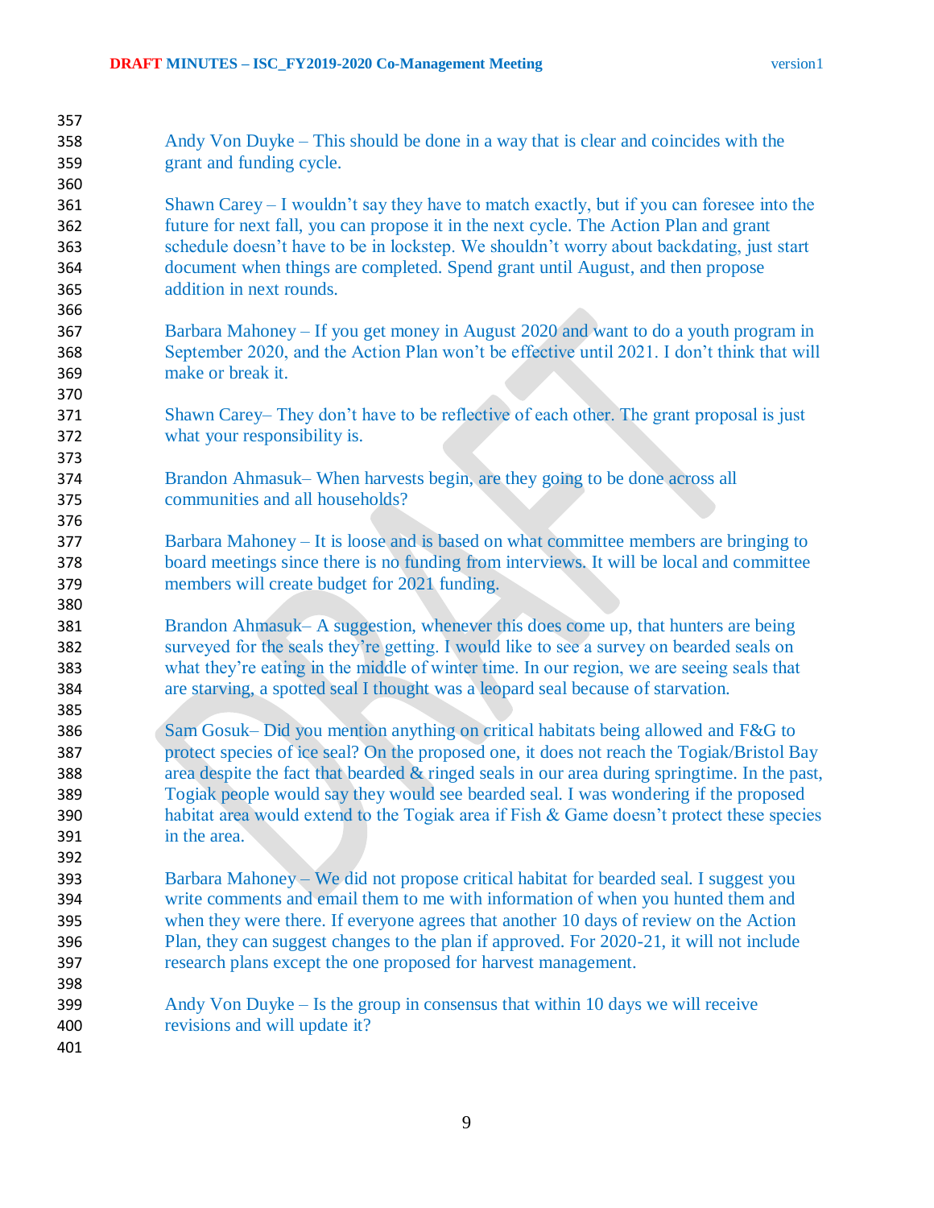Andy Von Duyke – This should be done in a way that is clear and coincides with the grant and funding cycle.

Shawn Carey – I wouldn't say they have to match exactly, but if you can foresee into the future for next fall, you can propose it in the next cycle. The Action Plan and grant schedule doesn't have to be in lockstep. We shouldn't worry about backdating, just start document when things are completed. Spend grant until August, and then propose addition in next rounds.

Barbara Mahoney – If you get money in August 2020 and want to do a youth program in September 2020, and the Action Plan won't be effective until 2021. I don't think that will make or break it.

Shawn Carey– They don't have to be reflective of each other. The grant proposal is just what your responsibility is.

Brandon Ahmasuk– When harvests begin, are they going to be done across all communities and all households?

Barbara Mahoney – It is loose and is based on what committee members are bringing to board meetings since there is no funding from interviews. It will be local and committee members will create budget for 2021 funding.

Brandon Ahmasuk– A suggestion, whenever this does come up, that hunters are being surveyed for the seals they're getting. I would like to see a survey on bearded seals on what they're eating in the middle of winter time. In our region, we are seeing seals that are starving, a spotted seal I thought was a leopard seal because of starvation.

Sam Gosuk– Did you mention anything on critical habitats being allowed and F&G to protect species of ice seal? On the proposed one, it does not reach the Togiak/Bristol Bay area despite the fact that bearded & ringed seals in our area during springtime. In the past, Togiak people would say they would see bearded seal. I was wondering if the proposed habitat area would extend to the Togiak area if Fish & Game doesn't protect these species in the area.

Barbara Mahoney – We did not propose critical habitat for bearded seal. I suggest you write comments and email them to me with information of when you hunted them and when they were there. If everyone agrees that another 10 days of review on the Action Plan, they can suggest changes to the plan if approved. For 2020-21, it will not include research plans except the one proposed for harvest management.

Andy Von Duyke – Is the group in consensus that within 10 days we will receive revisions and will update it?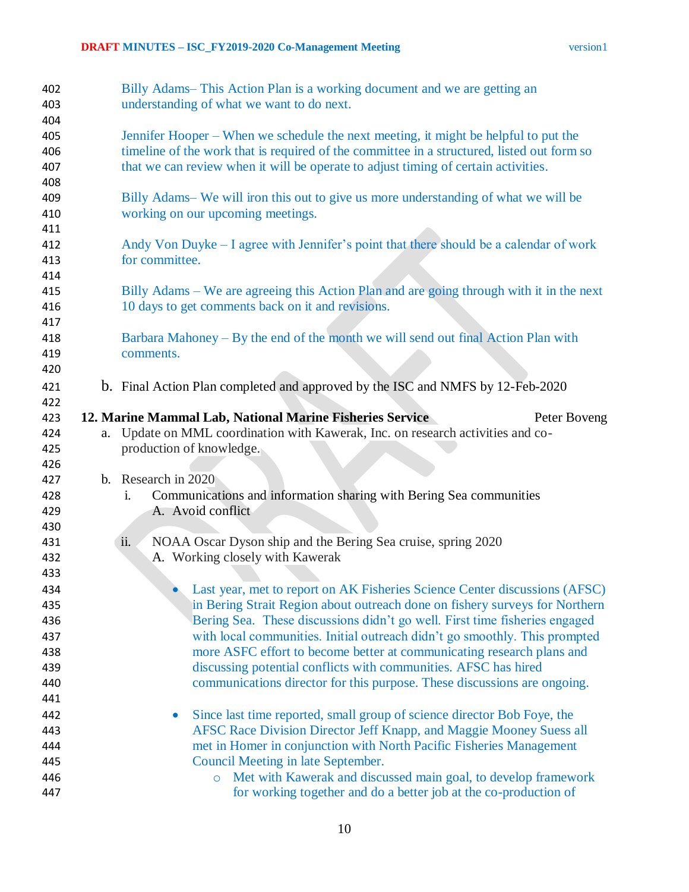Billy Adams– This Action Plan is a working document and we are getting an understanding of what we want to do next.

Jennifer Hooper – When we schedule the next meeting, it might be helpful to put the timeline of the work that is required of the committee in a structured, listed out form so that we can review when it will be operate to adjust timing of certain activities.

Billy Adams– We will iron this out to give us more understanding of what we will be working on our upcoming meetings.

Andy Von Duyke – I agree with Jennifer's point that there should be a calendar of work for committee.

Billy Adams – We are agreeing this Action Plan and are going through with it in the next 10 days to get comments back on it and revisions.

Barbara Mahoney – By the end of the month we will send out final Action Plan with comments.

b. Final Action Plan completed and approved by the ISC and NMFS by 12-Feb-2020

**12. Marine Mammal Lab, National Marine Fisheries Service** Peter Boveng

a. Update on MML coordination with Kawerak, Inc. on research activities and co-production of knowledge.

b. Research in 2020

   i. Communications and information sharing with Bering Sea communities

      A. Avoid conflict

   ii. NOAA Oscar Dyson ship and the Bering Sea cruise, spring 2020

      A. Working closely with Kawerak

- Last year, met to report on AK Fisheries Science Center discussions (AFSC) in Bering Strait Region about outreach done on fishery surveys for Northern Bering Sea. These discussions didn't go well. First time fisheries engaged with local communities. Initial outreach didn't go smoothly. This prompted more ASFC effort to become better at communicating research plans and discussing potential conflicts with communities. AFSC has hired communications director for this purpose. These discussions are ongoing.

- Since last time reported, small group of science director Bob Foye, the AFSC Race Division Director Jeff Knapp, and Maggie Mooney Suess all met in Homer in conjunction with North Pacific Fisheries Management Council Meeting in late September.
   - Met with Kawerak and discussed main goal, to develop framework for working together and do a better job at the co-production of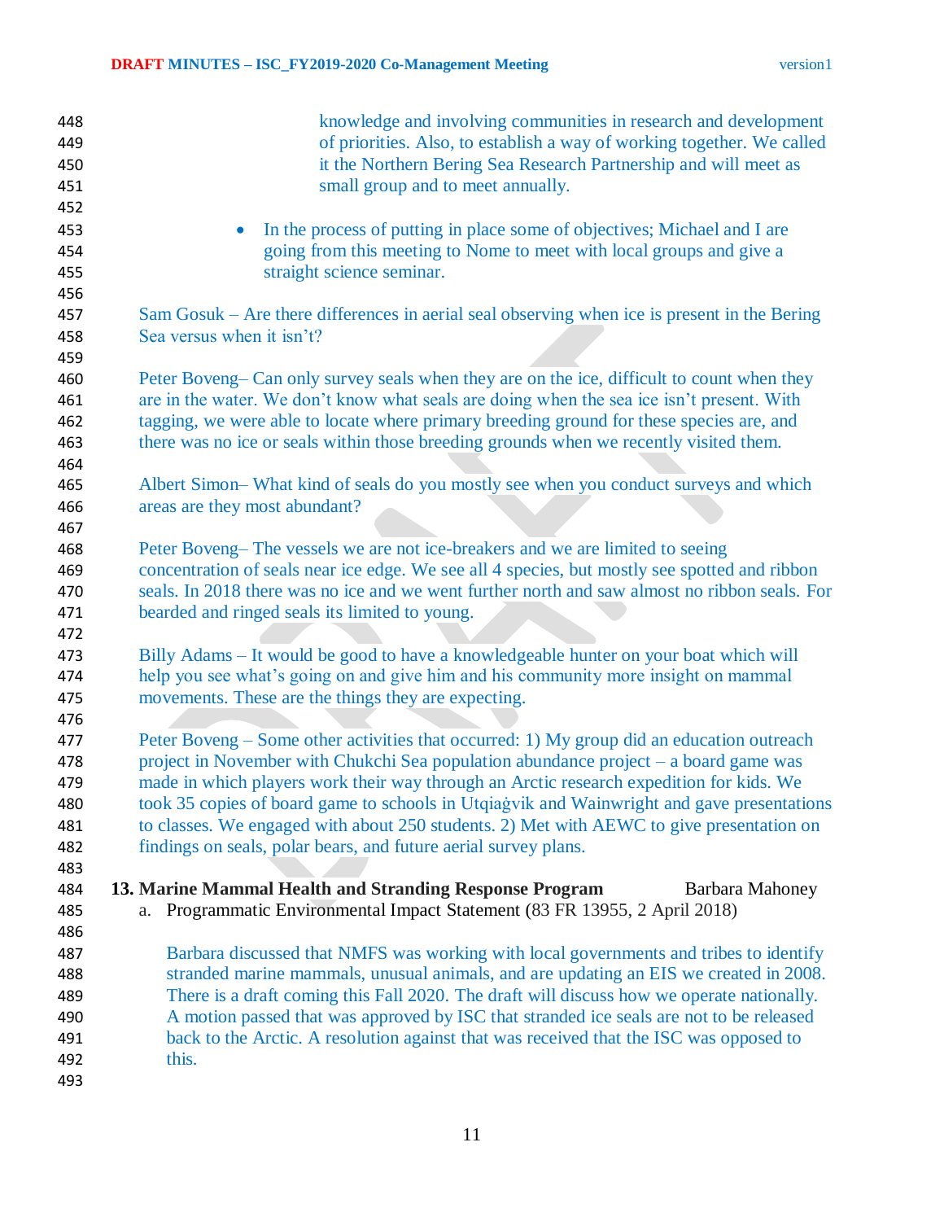knowledge and involving communities in research and development of priorities. Also, to establish a way of working together. We called it the Northern Bering Sea Research Partnership and will meet as small group and to meet annually.

- In the process of putting in place some of objectives; Michael and I are going from this meeting to Nome to meet with local groups and give a straight science seminar.

Sam Gosuk – Are there differences in aerial seal observing when ice is present in the Bering Sea versus when it isn't?

Peter Boveng– Can only survey seals when they are on the ice, difficult to count when they are in the water. We don't know what seals are doing when the sea ice isn't present. With tagging, we were able to locate where primary breeding ground for these species are, and there was no ice or seals within those breeding grounds when we recently visited them.

Albert Simon– What kind of seals do you mostly see when you conduct surveys and which areas are they most abundant?

Peter Boveng– The vessels we are not ice-breakers and we are limited to seeing concentration of seals near ice edge. We see all 4 species, but mostly see spotted and ribbon seals. In 2018 there was no ice and we went further north and saw almost no ribbon seals. For bearded and ringed seals its limited to young.

Billy Adams – It would be good to have a knowledgeable hunter on your boat which will help you see what's going on and give him and his community more insight on mammal movements. These are the things they are expecting.

Peter Boveng – Some other activities that occurred: 1) My group did an education outreach project in November with Chukchi Sea population abundance project – a board game was made in which players work their way through an Arctic research expedition for kids. We took 35 copies of board game to schools in Utqiaġvik and Wainwright and gave presentations to classes. We engaged with about 250 students. 2) Met with AEWC to give presentation on findings on seals, polar bears, and future aerial survey plans.

**13. Marine Mammal Health and Standing Response Program** Barbara Mahoney

a. Programmatic Environmental Impact Statement (83 FR 13955, 2 April 2018)

Barbara discussed that NMFS was working with local governments and tribes to identify stranded marine mammals, unusual animals, and are updating an EIS we created in 2008. There is a draft coming this Fall 2020. The draft will discuss how we operate nationally. A motion passed that was approved by ISC that stranded ice seals are not to be released back to the Arctic. A resolution against that was received that the ISC was opposed to this.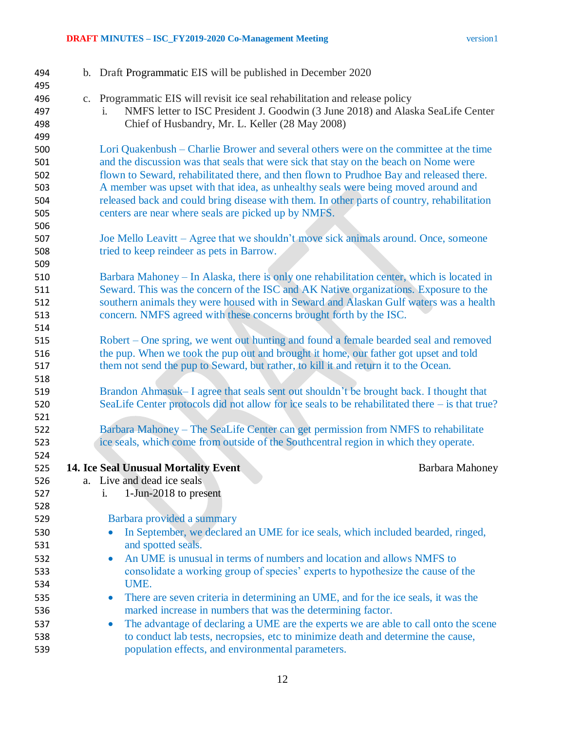b. Draft Programmatic EIS will be published in December 2020

c. Programmatic EIS will revisit ice seal rehabilitation and release policy
   i. NMFS letter to ISC President J. Goodwin (3 June 2018) and Alaska SeaLife Center Chief of Husbandry, Mr. L. Keller (28 May 2008)

Lori Quakenbush – Charlie Brower and several others were on the committee at the time and the discussion was that seals that were sick that stay on the beach on Nome were flown to Seward, rehabilitated there, and then flown to Prudhoe Bay and released there. A member was upset with that idea, as unhealthy seals were being moved around and released back and could bring disease with them. In other parts of country, rehabilitation centers are near where seals are picked up by NMFS.

Joe Mello Leavitt – Agree that we shouldn't move sick animals around. Once, someone tried to keep reindeer as pets in Barrow.

Barbara Mahoney – In Alaska, there is only one rehabilitation center, which is located in Seward. This was the concern of the ISC and AK Native organizations. Exposure to the southern animals they were housed with in Seward and Alaskan Gulf waters was a health concern. NMFS agreed with these concerns brought forth by the ISC.

Robert – One spring, we went out hunting and found a female bearded seal and removed the pup. When we took the pup out and brought it home, our father got upset and told them not send the pup to Seward, but rather, to kill it and return it to the Ocean.

Brandon Ahmasuk– I agree that seals sent out shouldn't be brought back. I thought that SeaLife Center protocols did not allow for ice seals to be rehabilitated there – is that true?

Barbara Mahoney – The SeaLife Center can get permission from NMFS to rehabilitate ice seals, which come from outside of the Southcentral region in which they operate.

## 14. Ice Seal Unusual Mortality Event — Barbara Mahoney

a. Live and dead ice seals
   i. 1-Jun-2018 to present

Barbara provided a summary

- In September, we declared an UME for ice seals, which included bearded, ringed, and spotted seals.
- An UME is unusual in terms of numbers and location and allows NMFS to consolidate a working group of species' experts to hypothesize the cause of the UME.
- There are seven criteria in determining an UME, and for the ice seals, it was the marked increase in numbers that was the determining factor.
- The advantage of declaring a UME are the experts we are able to call onto the scene to conduct lab tests, necropsies, etc to minimize death and determine the cause, population effects, and environmental parameters.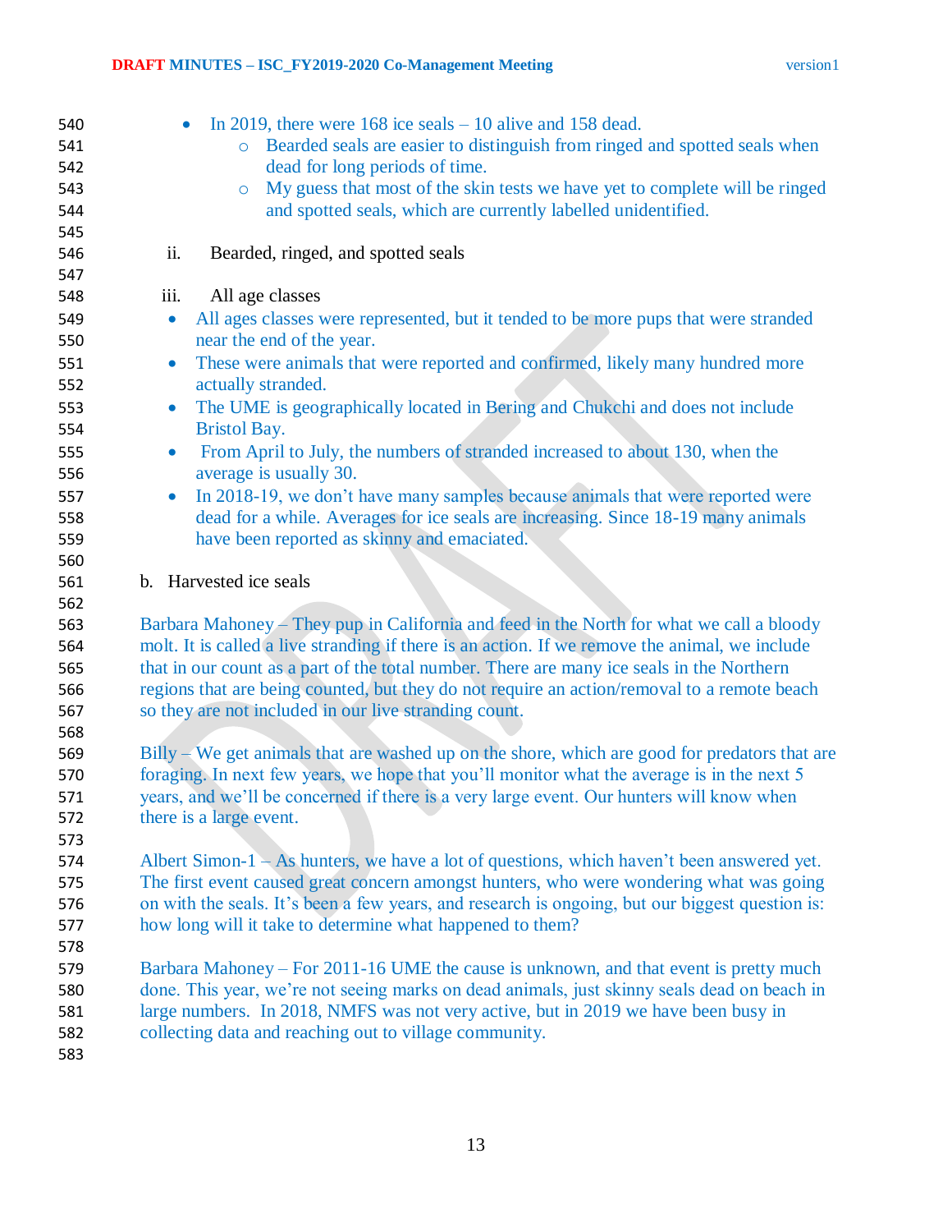- In 2019, there were 168 ice seals – 10 alive and 158 dead.
  - Bearded seals are easier to distinguish from ringed and spotted seals when dead for long periods of time.
  - My guess that most of the skin tests we have yet to complete will be ringed and spotted seals, which are currently labelled unidentified.

ii. Bearded, ringed, and spotted seals

iii. All age classes

- All ages classes were represented, but it tended to be more pups that were stranded near the end of the year.
- These were animals that were reported and confirmed, likely many hundred more actually stranded.
- The UME is geographically located in Bering and Chukchi and does not include Bristol Bay.
- From April to July, the numbers of stranded increased to about 130, when the average is usually 30.
- In 2018-19, we don't have many samples because animals that were reported were dead for a while. Averages for ice seals are increasing. Since 18-19 many animals have been reported as skinny and emaciated.

b. Harvested ice seals

Barbara Mahoney – They pup in California and feed in the North for what we call a bloody molt. It is called a live stranding if there is an action. If we remove the animal, we include that in our count as a part of the total number. There are many ice seals in the Northern regions that are being counted, but they do not require an action/removal to a remote beach so they are not included in our live stranding count.

Billy – We get animals that are washed up on the shore, which are good for predators that are foraging. In next few years, we hope that you'll monitor what the average is in the next 5 years, and we'll be concerned if there is a very large event. Our hunters will know when there is a large event.

Albert Simon-1 – As hunters, we have a lot of questions, which haven't been answered yet. The first event caused great concern amongst hunters, who were wondering what was going on with the seals. It's been a few years, and research is ongoing, but our biggest question is: how long will it take to determine what happened to them?

Barbara Mahoney – For 2011-16 UME the cause is unknown, and that event is pretty much done. This year, we're not seeing marks on dead animals, just skinny seals dead on beach in large numbers. In 2018, NMFS was not very active, but in 2019 we have been busy in collecting data and reaching out to village community.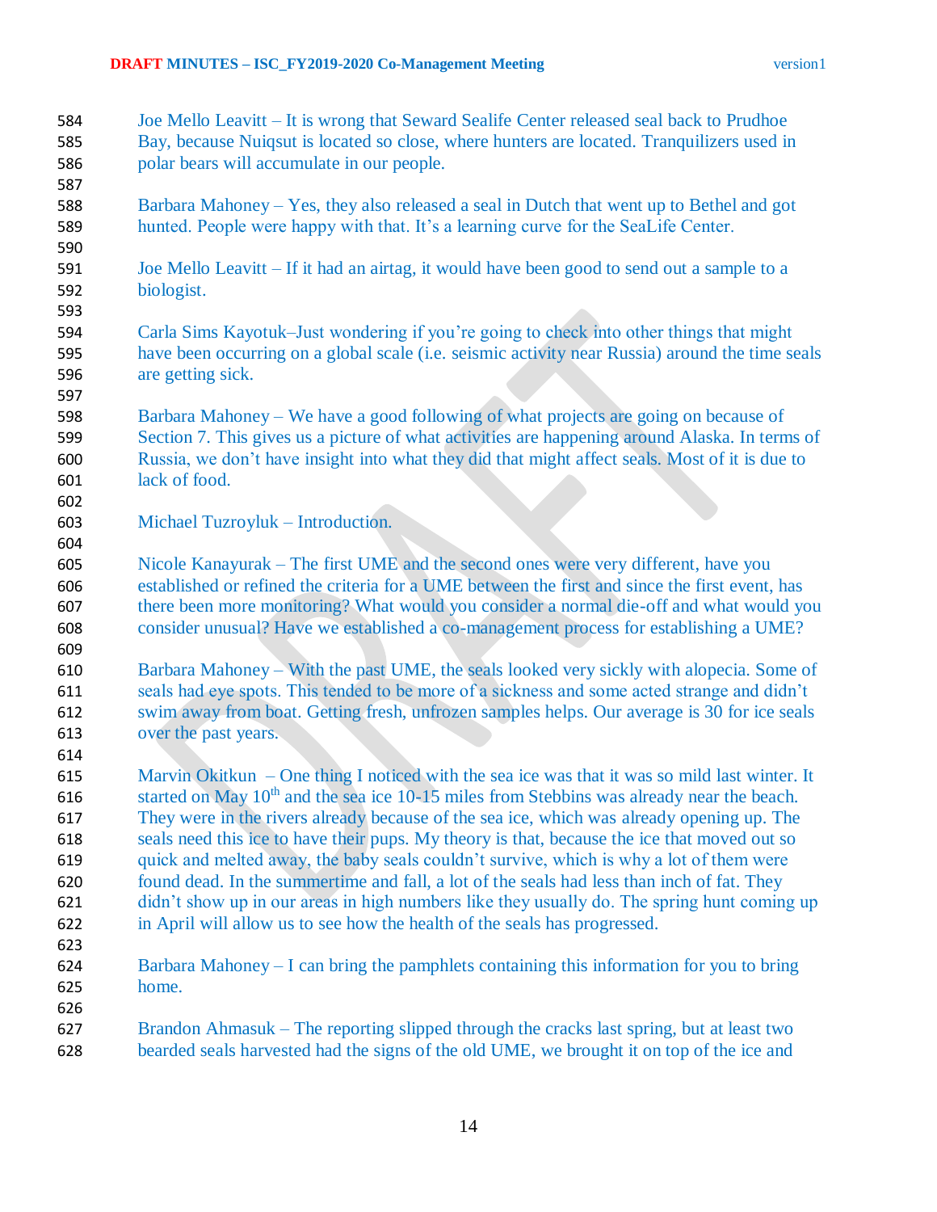Joe Mello Leavitt – It is wrong that Seward Sealife Center released seal back to Prudhoe Bay, because Nuiqsut is located so close, where hunters are located. Tranquilizers used in polar bears will accumulate in our people.

Barbara Mahoney – Yes, they also released a seal in Dutch that went up to Bethel and got hunted. People were happy with that. It's a learning curve for the SeaLife Center.

Joe Mello Leavitt – If it had an airtag, it would have been good to send out a sample to a biologist.

Carla Sims Kayotuk–Just wondering if you're going to check into other things that might have been occurring on a global scale (i.e. seismic activity near Russia) around the time seals are getting sick.

Barbara Mahoney – We have a good following of what projects are going on because of Section 7. This gives us a picture of what activities are happening around Alaska. In terms of Russia, we don't have insight into what they did that might affect seals. Most of it is due to lack of food.

Michael Tuzroyluk – Introduction.

Nicole Kanayurak – The first UME and the second ones were very different, have you established or refined the criteria for a UME between the first and since the first event, has there been more monitoring? What would you consider a normal die-off and what would you consider unusual? Have we established a co-management process for establishing a UME?

Barbara Mahoney – With the past UME, the seals looked very sickly with alopecia. Some of seals had eye spots. This tended to be more of a sickness and some acted strange and didn't swim away from boat. Getting fresh, unfrozen samples helps. Our average is 30 for ice seals over the past years.

Marvin Okitkun – One thing I noticed with the sea ice was that it was so mild last winter. It started on May 10th and the sea ice 10-15 miles from Stebbins was already near the beach. They were in the rivers already because of the sea ice, which was already opening up. The seals need this ice to have their pups. My theory is that, because the ice that moved out so quick and melted away, the baby seals couldn't survive, which is why a lot of them were found dead. In the summertime and fall, a lot of the seals had less than inch of fat. They didn't show up in our areas in high numbers like they usually do. The spring hunt coming up in April will allow us to see how the health of the seals has progressed.

Barbara Mahoney – I can bring the pamphlets containing this information for you to bring home.

Brandon Ahmasuk – The reporting slipped through the cracks last spring, but at least two bearded seals harvested had the signs of the old UME, we brought it on top of the ice and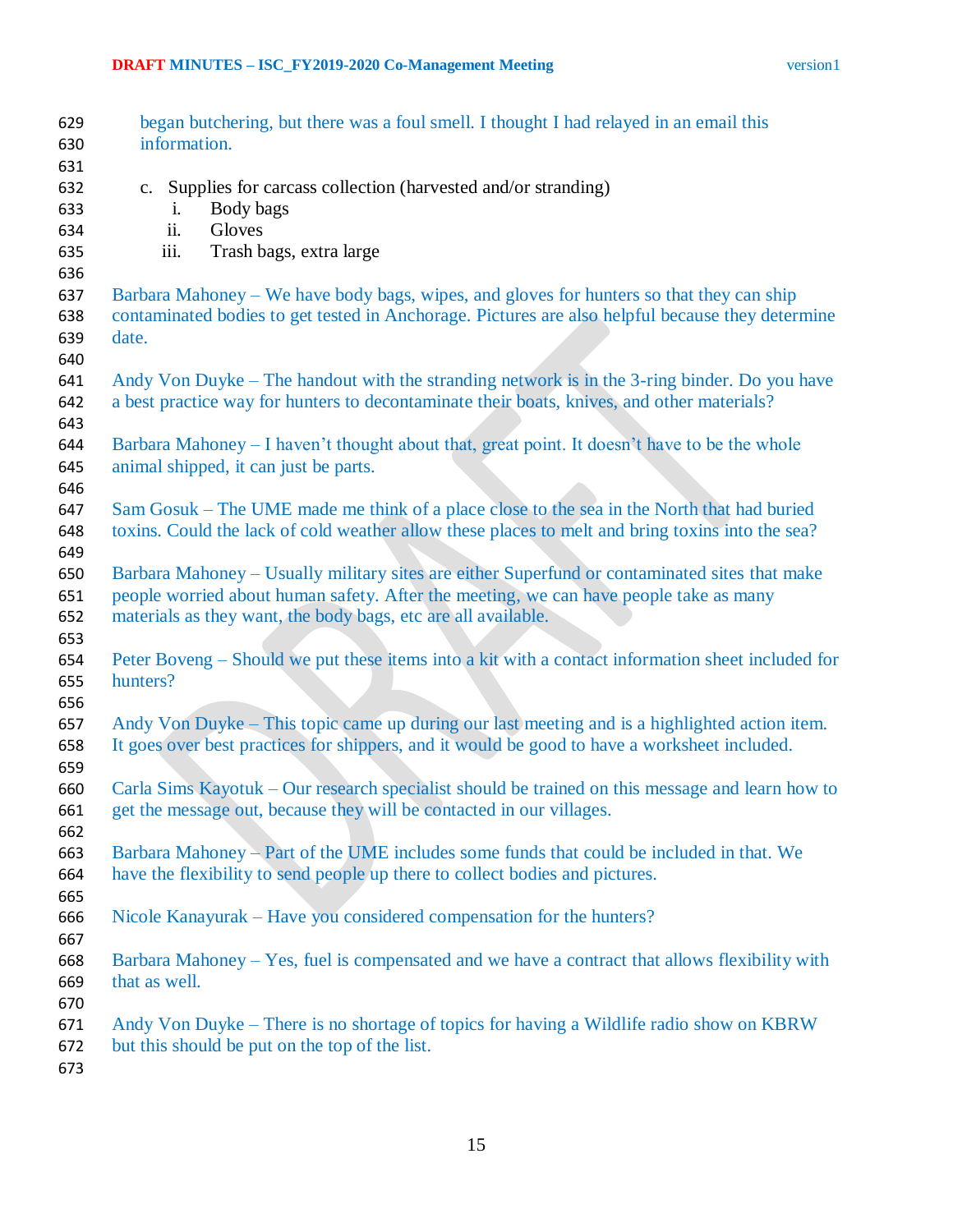began butchering, but there was a foul smell. I thought I had relayed in an email this information.

c. Supplies for carcass collection (harvested and/or stranding)
   i. Body bags
   ii. Gloves
   iii. Trash bags, extra large

Barbara Mahoney – We have body bags, wipes, and gloves for hunters so that they can ship contaminated bodies to get tested in Anchorage. Pictures are also helpful because they determine date.

Andy Von Duyke – The handout with the stranding network is in the 3-ring binder. Do you have a best practice way for hunters to decontaminate their boats, knives, and other materials?

Barbara Mahoney – I haven't thought about that, great point. It doesn't have to be the whole animal shipped, it can just be parts.

Sam Gosuk – The UME made me think of a place close to the sea in the North that had buried toxins. Could the lack of cold weather allow these places to melt and bring toxins into the sea?

Barbara Mahoney – Usually military sites are either Superfund or contaminated sites that make people worried about human safety. After the meeting, we can have people take as many materials as they want, the body bags, etc are all available.

Peter Boveng – Should we put these items into a kit with a contact information sheet included for hunters?

Andy Von Duyke – This topic came up during our last meeting and is a highlighted action item. It goes over best practices for shippers, and it would be good to have a worksheet included.

Carla Sims Kayotuk – Our research specialist should be trained on this message and learn how to get the message out, because they will be contacted in our villages.

Barbara Mahoney – Part of the UME includes some funds that could be included in that. We have the flexibility to send people up there to collect bodies and pictures.

Nicole Kanayurak – Have you considered compensation for the hunters?

Barbara Mahoney – Yes, fuel is compensated and we have a contract that allows flexibility with that as well.

Andy Von Duyke – There is no shortage of topics for having a Wildlife radio show on KBRW but this should be put on the top of the list.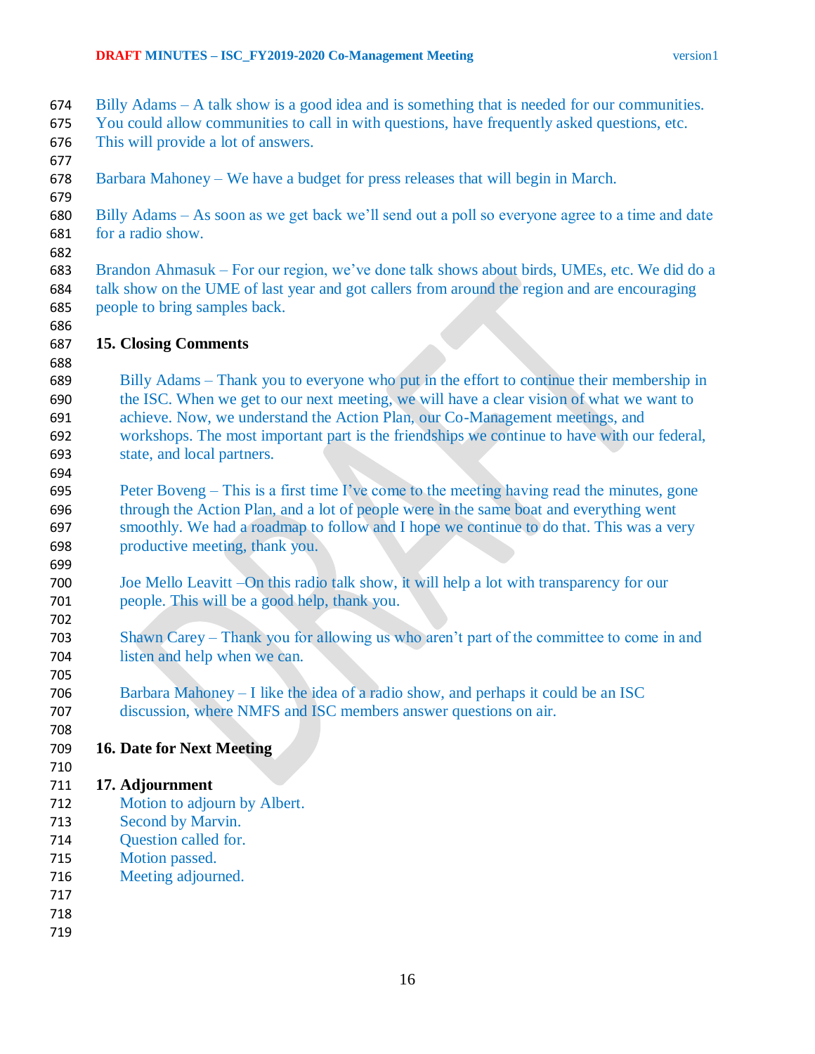Billy Adams – A talk show is a good idea and is something that is needed for our communities. You could allow communities to call in with questions, have frequently asked questions, etc. This will provide a lot of answers.

Barbara Mahoney – We have a budget for press releases that will begin in March.

Billy Adams – As soon as we get back we'll send out a poll so everyone agree to a time and date for a radio show.

Brandon Ahmasuk – For our region, we've done talk shows about birds, UMEs, etc. We did do a talk show on the UME of last year and got callers from around the region and are encouraging people to bring samples back.

## 15. Closing Comments

Billy Adams – Thank you to everyone who put in the effort to continue their membership in the ISC. When we get to our next meeting, we will have a clear vision of what we want to achieve. Now, we understand the Action Plan, our Co-Management meetings, and workshops. The most important part is the friendships we continue to have with our federal, state, and local partners.

Peter Boveng – This is a first time I've come to the meeting having read the minutes, gone through the Action Plan, and a lot of people were in the same boat and everything went smoothly. We had a roadmap to follow and I hope we continue to do that. This was a very productive meeting, thank you.

Joe Mello Leavitt –On this radio talk show, it will help a lot with transparency for our people. This will be a good help, thank you.

Shawn Carey – Thank you for allowing us who aren't part of the committee to come in and listen and help when we can.

Barbara Mahoney – I like the idea of a radio show, and perhaps it could be an ISC discussion, where NMFS and ISC members answer questions on air.

## 16. Date for Next Meeting

## 17. Adjournment

Motion to adjourn by Albert.
Second by Marvin.
Question called for.
Motion passed.
Meeting adjourned.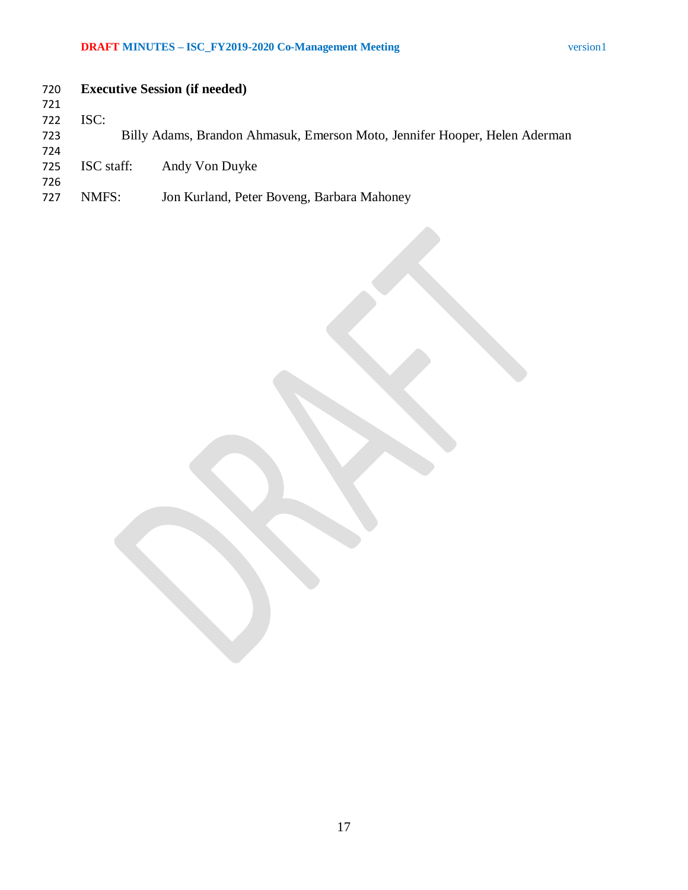**Executive Session (if needed)**

ISC:

Billy Adams, Brandon Ahmasuk, Emerson Moto, Jennifer Hooper, Helen Aderman

ISC staff: Andy Von Duyke

NMFS: Jon Kurland, Peter Boveng, Barbara Mahoney